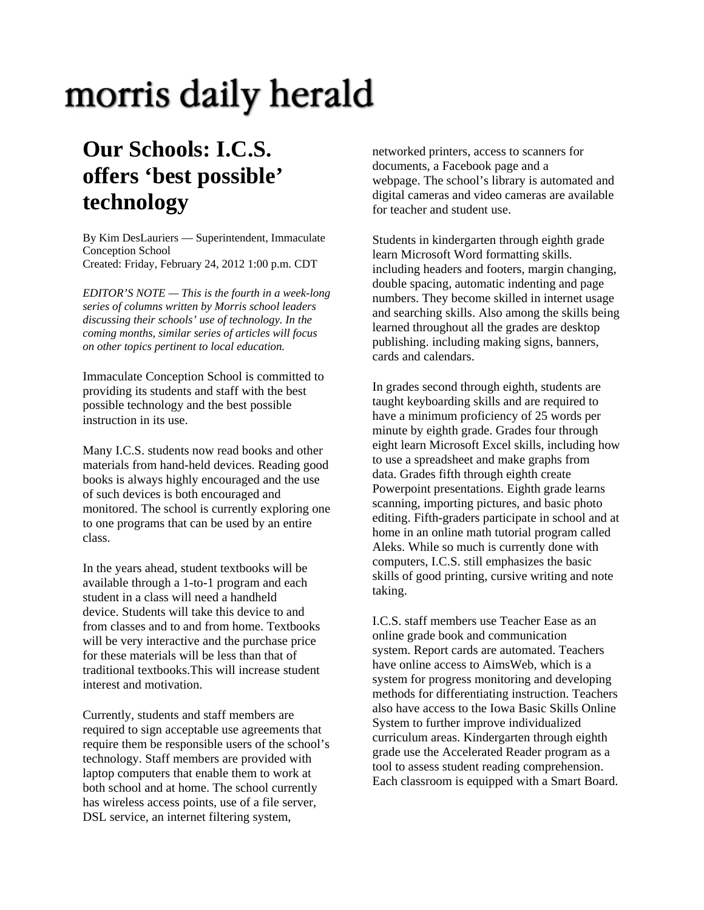morris daily herald

# Our Schools: I.C.S. offers 'best possible' technology

By Kim DesLauriers — Superintendent, Immaculate Conception School
Created: Friday, February 24, 2012 1:00 p.m. CDT

*EDITOR'S NOTE — This is the fourth in a week-long series of columns written by Morris school leaders discussing their schools' use of technology. In the coming months, similar series of articles will focus on other topics pertinent to local education.*

Immaculate Conception School is committed to providing its students and staff with the best possible technology and the best possible instruction in its use.

Many I.C.S. students now read books and other materials from hand-held devices. Reading good books is always highly encouraged and the use of such devices is both encouraged and monitored. The school is currently exploring one to one programs that can be used by an entire class.

In the years ahead, student textbooks will be available through a 1-to-1 program and each student in a class will need a handheld device. Students will take this device to and from classes and to and from home. Textbooks will be very interactive and the purchase price for these materials will be less than that of traditional textbooks.This will increase student interest and motivation.

Currently, students and staff members are required to sign acceptable use agreements that require them be responsible users of the school's technology. Staff members are provided with laptop computers that enable them to work at both school and at home. The school currently has wireless access points, use of a file server, DSL service, an internet filtering system, networked printers, access to scanners for documents, a Facebook page and a webpage. The school's library is automated and digital cameras and video cameras are available for teacher and student use.

Students in kindergarten through eighth grade learn Microsoft Word formatting skills. including headers and footers, margin changing, double spacing, automatic indenting and page numbers. They become skilled in internet usage and searching skills. Also among the skills being learned throughout all the grades are desktop publishing. including making signs, banners, cards and calendars.

In grades second through eighth, students are taught keyboarding skills and are required to have a minimum proficiency of 25 words per minute by eighth grade. Grades four through eight learn Microsoft Excel skills, including how to use a spreadsheet and make graphs from data. Grades fifth through eighth create Powerpoint presentations. Eighth grade learns scanning, importing pictures, and basic photo editing. Fifth-graders participate in school and at home in an online math tutorial program called Aleks. While so much is currently done with computers, I.C.S. still emphasizes the basic skills of good printing, cursive writing and note taking.

I.C.S. staff members use Teacher Ease as an online grade book and communication system. Report cards are automated. Teachers have online access to AimsWeb, which is a system for progress monitoring and developing methods for differentiating instruction. Teachers also have access to the Iowa Basic Skills Online System to further improve individualized curriculum areas. Kindergarten through eighth grade use the Accelerated Reader program as a tool to assess student reading comprehension. Each classroom is equipped with a Smart Board.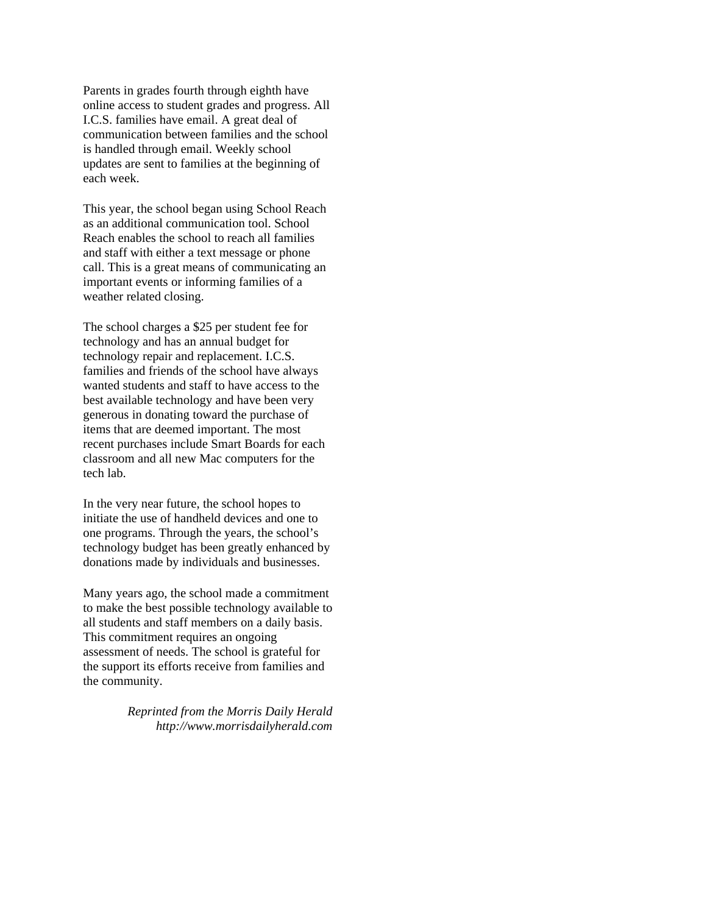Parents in grades fourth through eighth have online access to student grades and progress. All I.C.S. families have email. A great deal of communication between families and the school is handled through email. Weekly school updates are sent to families at the beginning of each week.

This year, the school began using School Reach as an additional communication tool. School Reach enables the school to reach all families and staff with either a text message or phone call. This is a great means of communicating an important events or informing families of a weather related closing.

The school charges a $25 per student fee for technology and has an annual budget for technology repair and replacement. I.C.S. families and friends of the school have always wanted students and staff to have access to the best available technology and have been very generous in donating toward the purchase of items that are deemed important. The most recent purchases include Smart Boards for each classroom and all new Mac computers for the tech lab.

In the very near future, the school hopes to initiate the use of handheld devices and one to one programs. Through the years, the school's technology budget has been greatly enhanced by donations made by individuals and businesses.

Many years ago, the school made a commitment to make the best possible technology available to all students and staff members on a daily basis. This commitment requires an ongoing assessment of needs. The school is grateful for the support its efforts receive from families and the community.

*Reprinted from the Morris Daily Herald*
*http://www.morrisdailyherald.com*